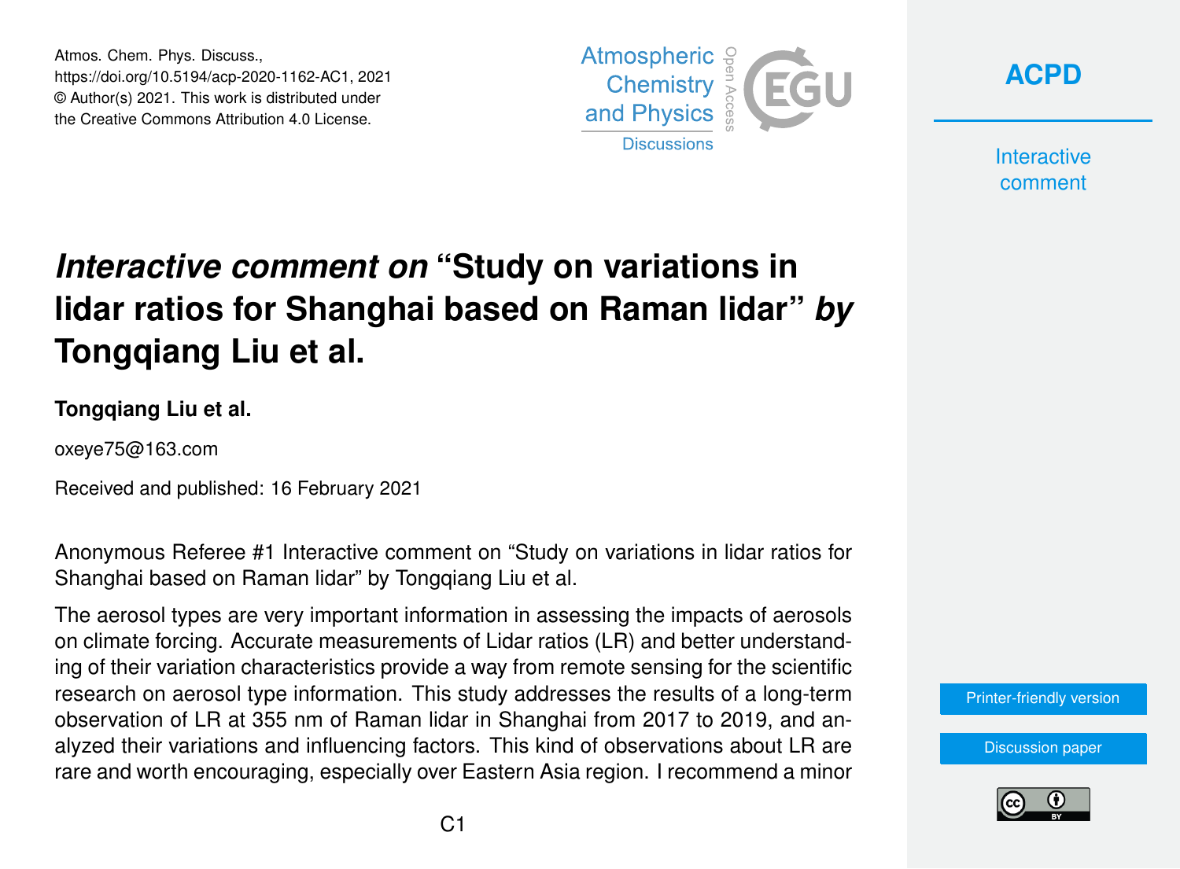# *Interactive comment on* "Study on variations in lidar ratios for Shanghai based on Raman lidar" *by* Tongqiang Liu et al.

**Tongqiang Liu et al.**

oxeye75@163.com

Received and published: 16 February 2021

Anonymous Referee #1 Interactive comment on "Study on variations in lidar ratios for Shanghai based on Raman lidar" by Tongqiang Liu et al.

The aerosol types are very important information in assessing the impacts of aerosols on climate forcing. Accurate measurements of Lidar ratios (LR) and better understanding of their variation characteristics provide a way from remote sensing for the scientific research on aerosol type information. This study addresses the results of a long-term observation of LR at 355 nm of Raman lidar in Shanghai from 2017 to 2019, and analyzed their variations and influencing factors. This kind of observations about LR are rare and worth encouraging, especially over Eastern Asia region. I recommend a minor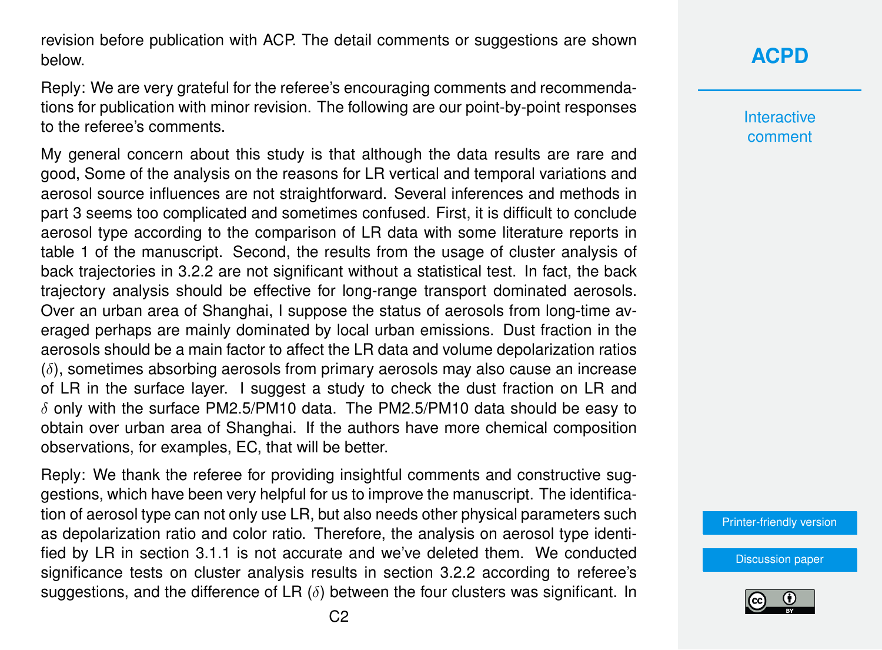revision before publication with ACP. The detail comments or suggestions are shown below.

Reply: We are very grateful for the referee's encouraging comments and recommendations for publication with minor revision. The following are our point-by-point responses to the referee's comments.

My general concern about this study is that although the data results are rare and good, Some of the analysis on the reasons for LR vertical and temporal variations and aerosol source influences are not straightforward. Several inferences and methods in part 3 seems too complicated and sometimes confused. First, it is difficult to conclude aerosol type according to the comparison of LR data with some literature reports in table 1 of the manuscript. Second, the results from the usage of cluster analysis of back trajectories in 3.2.2 are not significant without a statistical test. In fact, the back trajectory analysis should be effective for long-range transport dominated aerosols. Over an urban area of Shanghai, I suppose the status of aerosols from long-time averaged perhaps are mainly dominated by local urban emissions. Dust fraction in the aerosols should be a main factor to affect the LR data and volume depolarization ratios ($\delta$), sometimes absorbing aerosols from primary aerosols may also cause an increase of LR in the surface layer. I suggest a study to check the dust fraction on LR and $\delta$ only with the surface PM2.5/PM10 data. The PM2.5/PM10 data should be easy to obtain over urban area of Shanghai. If the authors have more chemical composition observations, for examples, EC, that will be better.

Reply: We thank the referee for providing insightful comments and constructive suggestions, which have been very helpful for us to improve the manuscript. The identification of aerosol type can not only use LR, but also needs other physical parameters such as depolarization ratio and color ratio. Therefore, the analysis on aerosol type identified by LR in section 3.1.1 is not accurate and we've deleted them. We conducted significance tests on cluster analysis results in section 3.2.2 according to referee's suggestions, and the difference of LR ($\delta$) between the four clusters was significant. In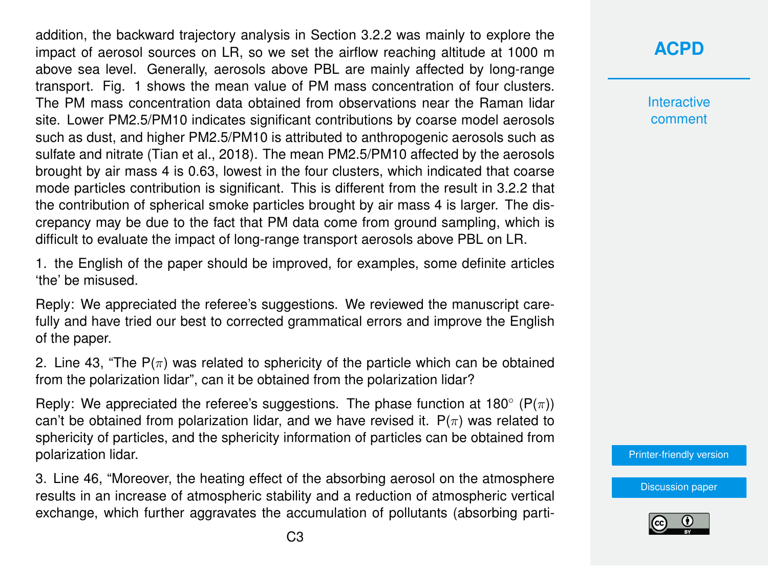addition, the backward trajectory analysis in Section 3.2.2 was mainly to explore the impact of aerosol sources on LR, so we set the airflow reaching altitude at 1000 m above sea level. Generally, aerosols above PBL are mainly affected by long-range transport. Fig. 1 shows the mean value of PM mass concentration of four clusters. The PM mass concentration data obtained from observations near the Raman lidar site. Lower PM2.5/PM10 indicates significant contributions by coarse model aerosols such as dust, and higher PM2.5/PM10 is attributed to anthropogenic aerosols such as sulfate and nitrate (Tian et al., 2018). The mean PM2.5/PM10 affected by the aerosols brought by air mass 4 is 0.63, lowest in the four clusters, which indicated that coarse mode particles contribution is significant. This is different from the result in 3.2.2 that the contribution of spherical smoke particles brought by air mass 4 is larger. The discrepancy may be due to the fact that PM data come from ground sampling, which is difficult to evaluate the impact of long-range transport aerosols above PBL on LR.

1. the English of the paper should be improved, for examples, some definite articles 'the' be misused.

Reply: We appreciated the referee's suggestions. We reviewed the manuscript carefully and have tried our best to corrected grammatical errors and improve the English of the paper.

2. Line 43, "The P($\pi$) was related to sphericity of the particle which can be obtained from the polarization lidar", can it be obtained from the polarization lidar?

Reply: We appreciated the referee's suggestions. The phase function at 180° (P($\pi$)) can't be obtained from polarization lidar, and we have revised it. P($\pi$) was related to sphericity of particles, and the sphericity information of particles can be obtained from polarization lidar.

3. Line 46, "Moreover, the heating effect of the absorbing aerosol on the atmosphere results in an increase of atmospheric stability and a reduction of atmospheric vertical exchange, which further aggravates the accumulation of pollutants (absorbing parti-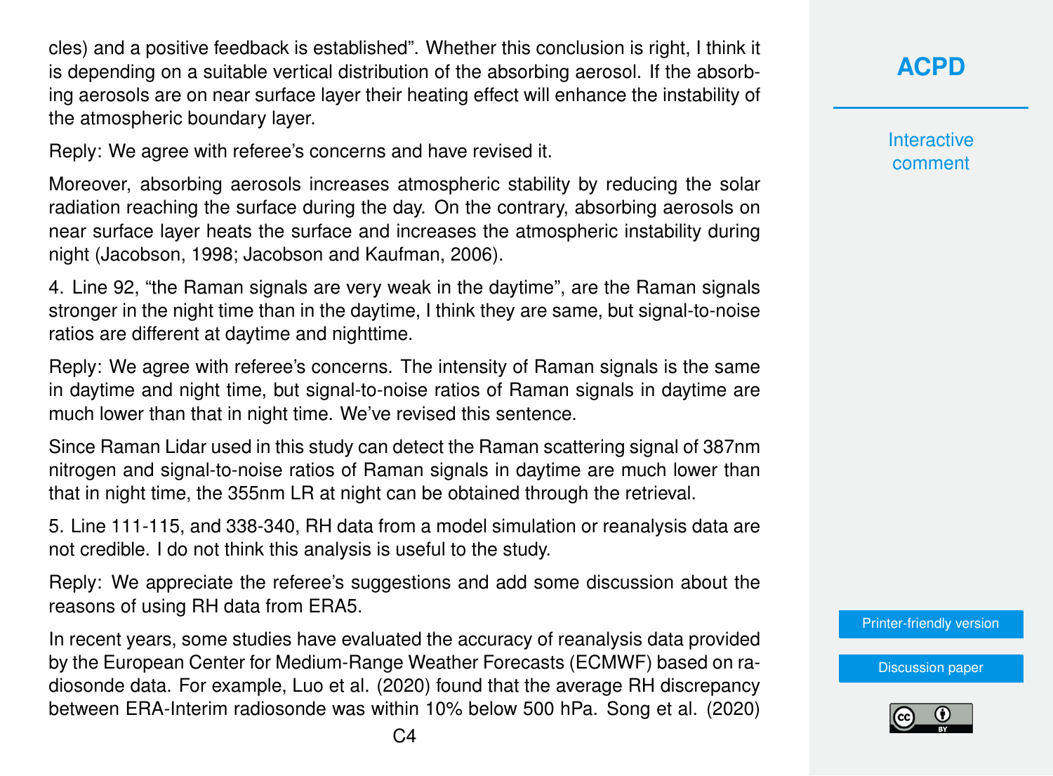cles) and a positive feedback is established". Whether this conclusion is right, I think it is depending on a suitable vertical distribution of the absorbing aerosol. If the absorbing aerosols are on near surface layer their heating effect will enhance the instability of the atmospheric boundary layer.

Reply: We agree with referee's concerns and have revised it.

Moreover, absorbing aerosols increases atmospheric stability by reducing the solar radiation reaching the surface during the day. On the contrary, absorbing aerosols on near surface layer heats the surface and increases the atmospheric instability during night (Jacobson, 1998; Jacobson and Kaufman, 2006).

4. Line 92, "the Raman signals are very weak in the daytime", are the Raman signals stronger in the night time than in the daytime, I think they are same, but signal-to-noise ratios are different at daytime and nighttime.

Reply: We agree with referee's concerns. The intensity of Raman signals is the same in daytime and night time, but signal-to-noise ratios of Raman signals in daytime are much lower than that in night time. We've revised this sentence.

Since Raman Lidar used in this study can detect the Raman scattering signal of 387nm nitrogen and signal-to-noise ratios of Raman signals in daytime are much lower than that in night time, the 355nm LR at night can be obtained through the retrieval.

5. Line 111-115, and 338-340, RH data from a model simulation or reanalysis data are not credible. I do not think this analysis is useful to the study.

Reply: We appreciate the referee's suggestions and add some discussion about the reasons of using RH data from ERA5.

In recent years, some studies have evaluated the accuracy of reanalysis data provided by the European Center for Medium-Range Weather Forecasts (ECMWF) based on radiosonde data. For example, Luo et al. (2020) found that the average RH discrepancy between ERA-Interim radiosonde was within 10% below 500 hPa. Song et al. (2020)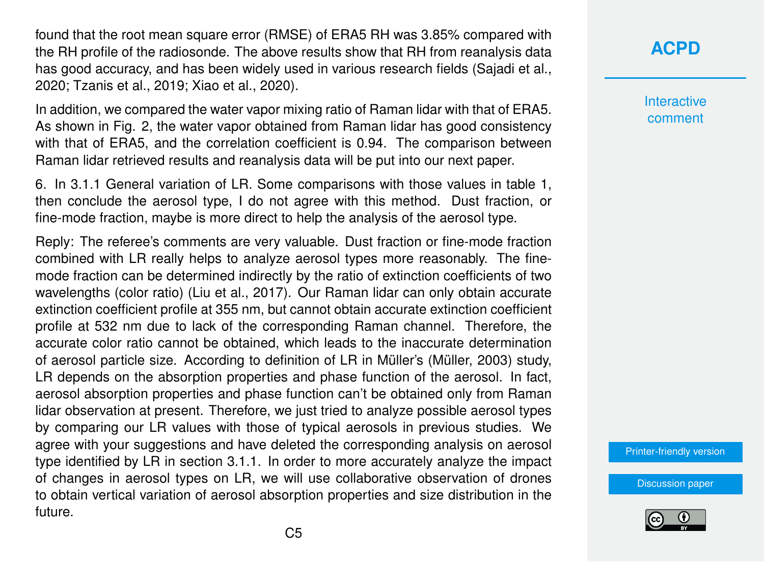found that the root mean square error (RMSE) of ERA5 RH was 3.85% compared with the RH profile of the radiosonde. The above results show that RH from reanalysis data has good accuracy, and has been widely used in various research fields (Sajadi et al., 2020; Tzanis et al., 2019; Xiao et al., 2020).

In addition, we compared the water vapor mixing ratio of Raman lidar with that of ERA5. As shown in Fig. 2, the water vapor obtained from Raman lidar has good consistency with that of ERA5, and the correlation coefficient is 0.94. The comparison between Raman lidar retrieved results and reanalysis data will be put into our next paper.

6. In 3.1.1 General variation of LR. Some comparisons with those values in table 1, then conclude the aerosol type, I do not agree with this method. Dust fraction, or fine-mode fraction, maybe is more direct to help the analysis of the aerosol type.

Reply: The referee's comments are very valuable. Dust fraction or fine-mode fraction combined with LR really helps to analyze aerosol types more reasonably. The fine-mode fraction can be determined indirectly by the ratio of extinction coefficients of two wavelengths (color ratio) (Liu et al., 2017). Our Raman lidar can only obtain accurate extinction coefficient profile at 355 nm, but cannot obtain accurate extinction coefficient profile at 532 nm due to lack of the corresponding Raman channel. Therefore, the accurate color ratio cannot be obtained, which leads to the inaccurate determination of aerosol particle size. According to definition of LR in Müller's (Müller, 2003) study, LR depends on the absorption properties and phase function of the aerosol. In fact, aerosol absorption properties and phase function can't be obtained only from Raman lidar observation at present. Therefore, we just tried to analyze possible aerosol types by comparing our LR values with those of typical aerosols in previous studies. We agree with your suggestions and have deleted the corresponding analysis on aerosol type identified by LR in section 3.1.1. In order to more accurately analyze the impact of changes in aerosol types on LR, we will use collaborative observation of drones to obtain vertical variation of aerosol absorption properties and size distribution in the future.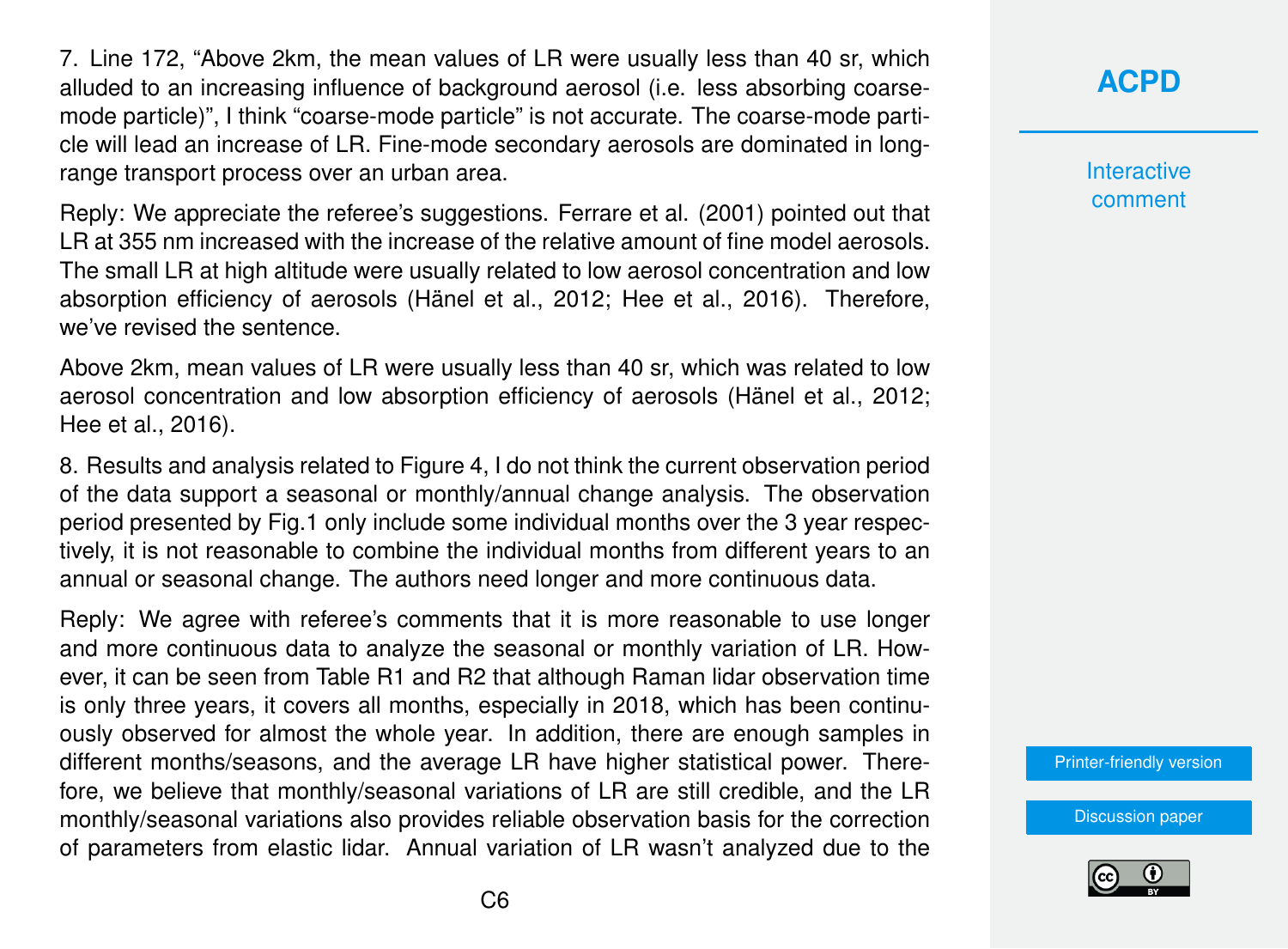7. Line 172, "Above 2km, the mean values of LR were usually less than 40 sr, which alluded to an increasing influence of background aerosol (i.e. less absorbing coarse-mode particle)", I think "coarse-mode particle" is not accurate. The coarse-mode particle will lead an increase of LR. Fine-mode secondary aerosols are dominated in long-range transport process over an urban area.

Reply: We appreciate the referee's suggestions. Ferrare et al. (2001) pointed out that LR at 355 nm increased with the increase of the relative amount of fine model aerosols. The small LR at high altitude were usually related to low aerosol concentration and low absorption efficiency of aerosols (Hänel et al., 2012; Hee et al., 2016). Therefore, we've revised the sentence.

Above 2km, mean values of LR were usually less than 40 sr, which was related to low aerosol concentration and low absorption efficiency of aerosols (Hänel et al., 2012; Hee et al., 2016).

8. Results and analysis related to Figure 4, I do not think the current observation period of the data support a seasonal or monthly/annual change analysis. The observation period presented by Fig.1 only include some individual months over the 3 year respectively, it is not reasonable to combine the individual months from different years to an annual or seasonal change. The authors need longer and more continuous data.

Reply: We agree with referee's comments that it is more reasonable to use longer and more continuous data to analyze the seasonal or monthly variation of LR. However, it can be seen from Table R1 and R2 that although Raman lidar observation time is only three years, it covers all months, especially in 2018, which has been continuously observed for almost the whole year. In addition, there are enough samples in different months/seasons, and the average LR have higher statistical power. Therefore, we believe that monthly/seasonal variations of LR are still credible, and the LR monthly/seasonal variations also provides reliable observation basis for the correction of parameters from elastic lidar. Annual variation of LR wasn't analyzed due to the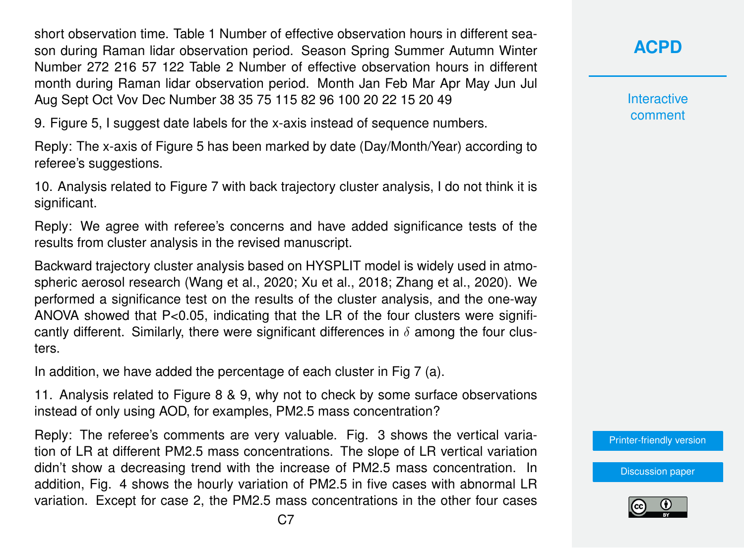short observation time. Table 1 Number of effective observation hours in different season during Raman lidar observation period. Season Spring Summer Autumn Winter Number 272 216 57 122 Table 2 Number of effective observation hours in different month during Raman lidar observation period. Month Jan Feb Mar Apr May Jun Jul Aug Sept Oct Vov Dec Number 38 35 75 115 82 96 100 20 22 15 20 49

9. Figure 5, I suggest date labels for the x-axis instead of sequence numbers.

Reply: The x-axis of Figure 5 has been marked by date (Day/Month/Year) according to referee's suggestions.

10. Analysis related to Figure 7 with back trajectory cluster analysis, I do not think it is significant.

Reply: We agree with referee's concerns and have added significance tests of the results from cluster analysis in the revised manuscript.

Backward trajectory cluster analysis based on HYSPLIT model is widely used in atmospheric aerosol research (Wang et al., 2020; Xu et al., 2018; Zhang et al., 2020). We performed a significance test on the results of the cluster analysis, and the one-way ANOVA showed that $P<0.05$, indicating that the LR of the four clusters were significantly different. Similarly, there were significant differences in $\delta$ among the four clusters.

In addition, we have added the percentage of each cluster in Fig 7 (a).

11. Analysis related to Figure 8 & 9, why not to check by some surface observations instead of only using AOD, for examples, PM2.5 mass concentration?

Reply: The referee's comments are very valuable. Fig. 3 shows the vertical variation of LR at different PM2.5 mass concentrations. The slope of LR vertical variation didn't show a decreasing trend with the increase of PM2.5 mass concentration. In addition, Fig. 4 shows the hourly variation of PM2.5 in five cases with abnormal LR variation. Except for case 2, the PM2.5 mass concentrations in the other four cases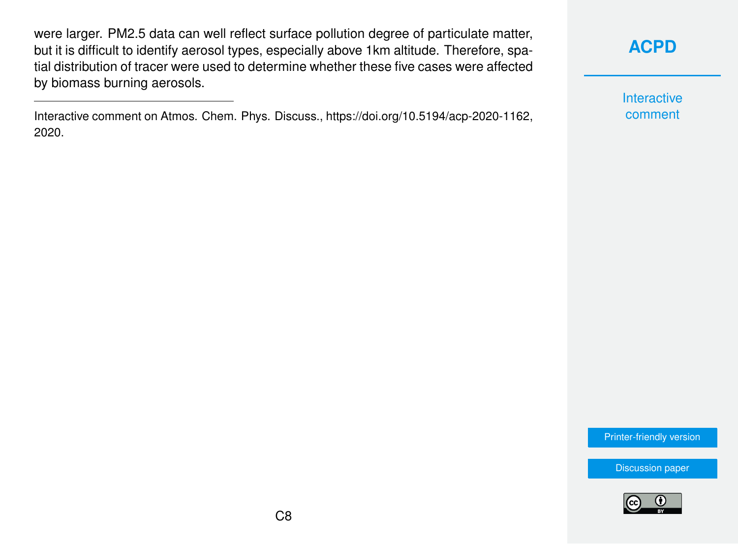were larger. PM2.5 data can well reflect surface pollution degree of particulate matter, but it is difficult to identify aerosol types, especially above 1km altitude. Therefore, spatial distribution of tracer were used to determine whether these five cases were affected by biomass burning aerosols.

---

Interactive comment on Atmos. Chem. Phys. Discuss., https://doi.org/10.5194/acp-2020-1162, 2020.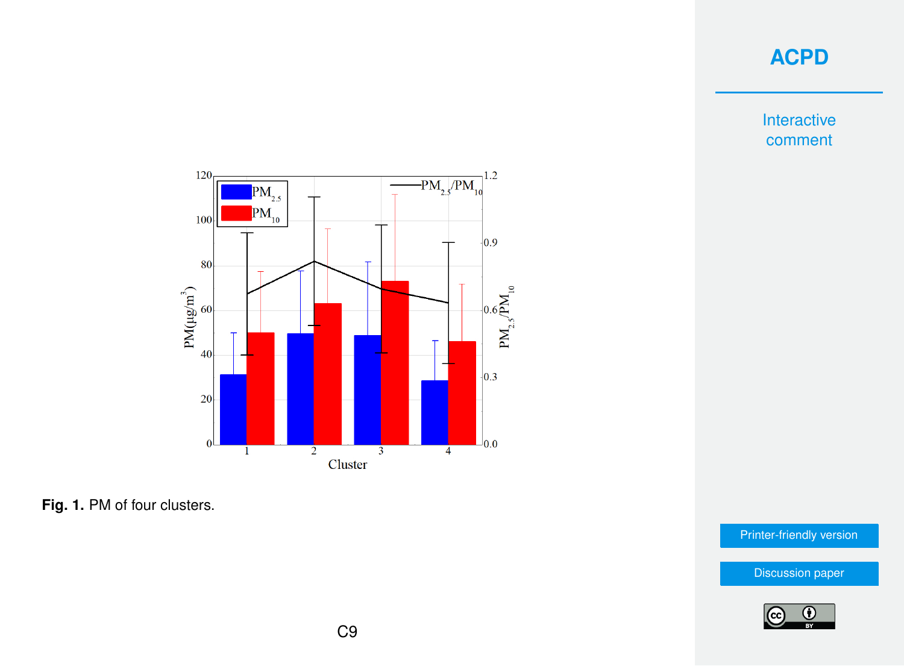**Fig. 1.** PM of four clusters.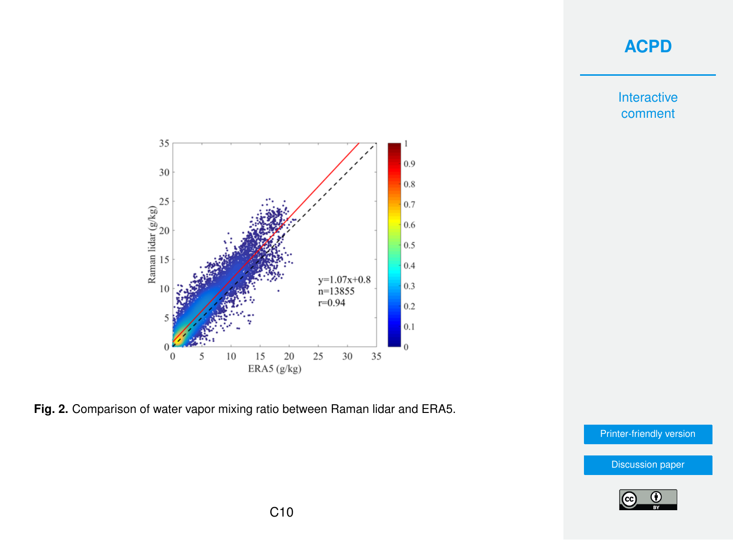**Fig. 2.** Comparison of water vapor mixing ratio between Raman lidar and ERA5.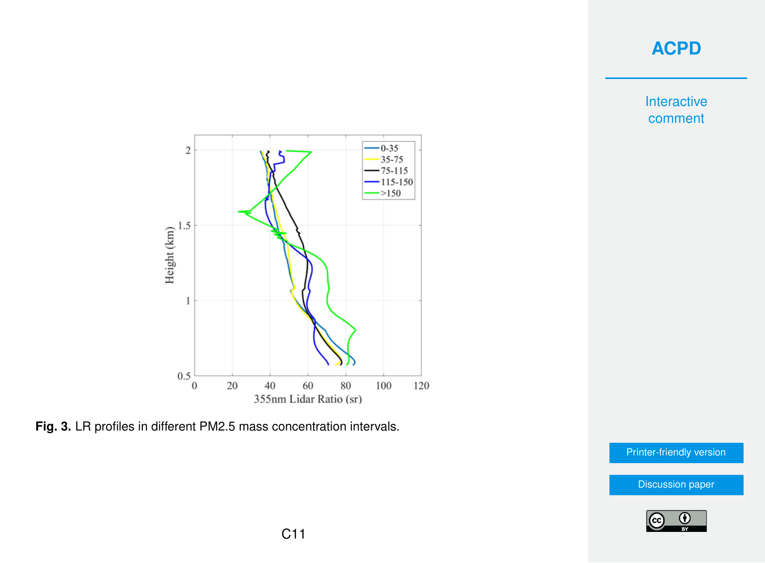**Fig. 3.** LR profiles in different PM2.5 mass concentration intervals.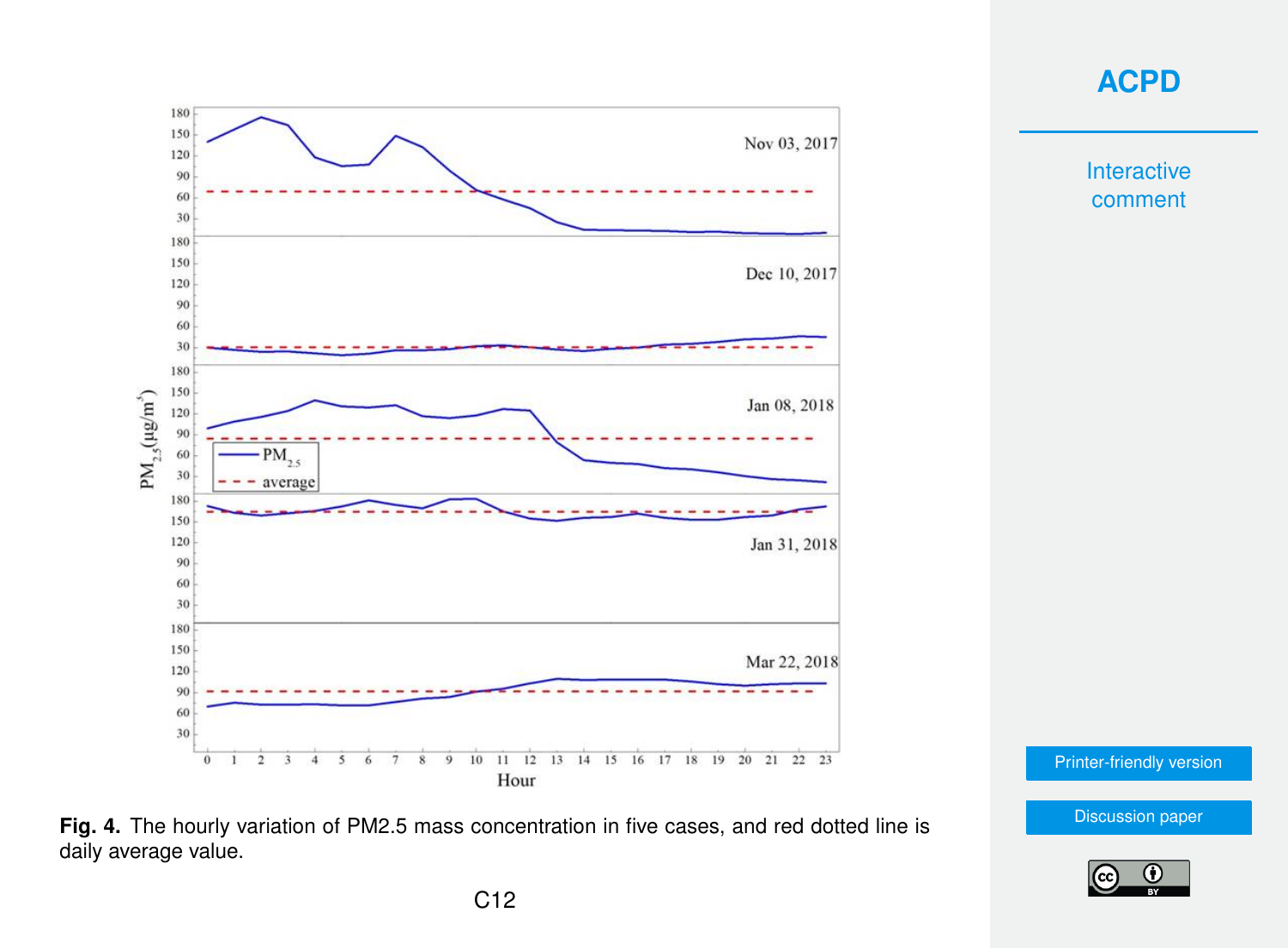PM$_{2.5}$ (μg/m$^3$)

180
150
120
90
60
30

Nov 03, 2017

Dec 10, 2017

Jan 08, 2018

Jan 31, 2018

Mar 22, 2018

PM$_{2.5}$
average

0 1 2 3 4 5 6 7 8 9 10 11 12 13 14 15 16 17 18 19 20 21 22 23

Hour

**Fig. 4.** The hourly variation of PM2.5 mass concentration in five cases, and red dotted line is daily average value.